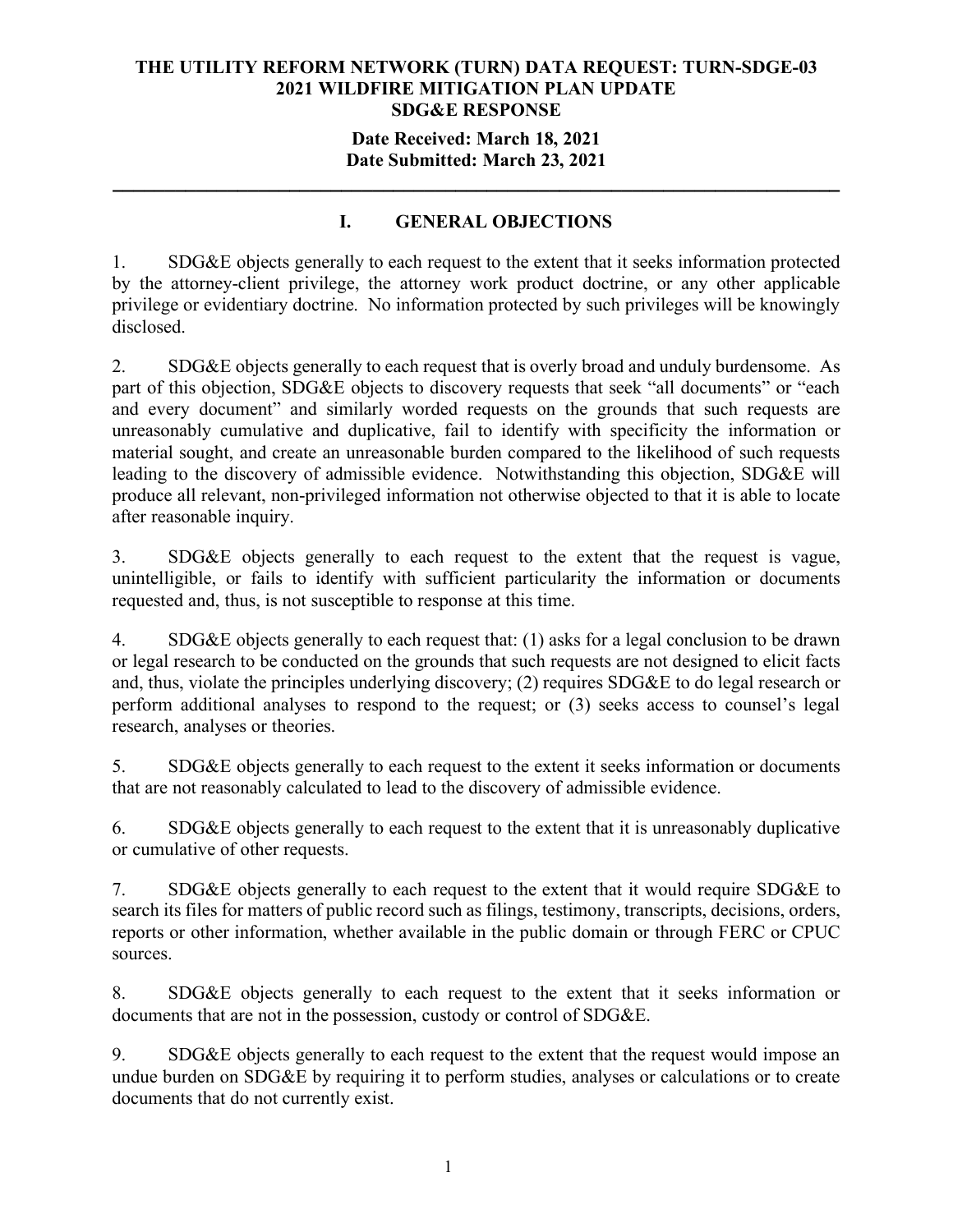**THE UTILITY REFORM NETWORK (TURN) DATA REQUEST: TURN-SDGE-03**
**2021 WILDFIRE MITIGATION PLAN UPDATE**
**SDG&E RESPONSE**

**Date Received: March 18, 2021**
**Date Submitted: March 23, 2021**

---

## I. GENERAL OBJECTIONS

1. SDG&E objects generally to each request to the extent that it seeks information protected by the attorney-client privilege, the attorney work product doctrine, or any other applicable privilege or evidentiary doctrine. No information protected by such privileges will be knowingly disclosed.

2. SDG&E objects generally to each request that is overly broad and unduly burdensome. As part of this objection, SDG&E objects to discovery requests that seek "all documents" or "each and every document" and similarly worded requests on the grounds that such requests are unreasonably cumulative and duplicative, fail to identify with specificity the information or material sought, and create an unreasonable burden compared to the likelihood of such requests leading to the discovery of admissible evidence. Notwithstanding this objection, SDG&E will produce all relevant, non-privileged information not otherwise objected to that it is able to locate after reasonable inquiry.

3. SDG&E objects generally to each request to the extent that the request is vague, unintelligible, or fails to identify with sufficient particularity the information or documents requested and, thus, is not susceptible to response at this time.

4. SDG&E objects generally to each request that: (1) asks for a legal conclusion to be drawn or legal research to be conducted on the grounds that such requests are not designed to elicit facts and, thus, violate the principles underlying discovery; (2) requires SDG&E to do legal research or perform additional analyses to respond to the request; or (3) seeks access to counsel's legal research, analyses or theories.

5. SDG&E objects generally to each request to the extent it seeks information or documents that are not reasonably calculated to lead to the discovery of admissible evidence.

6. SDG&E objects generally to each request to the extent that it is unreasonably duplicative or cumulative of other requests.

7. SDG&E objects generally to each request to the extent that it would require SDG&E to search its files for matters of public record such as filings, testimony, transcripts, decisions, orders, reports or other information, whether available in the public domain or through FERC or CPUC sources.

8. SDG&E objects generally to each request to the extent that it seeks information or documents that are not in the possession, custody or control of SDG&E.

9. SDG&E objects generally to each request to the extent that the request would impose an undue burden on SDG&E by requiring it to perform studies, analyses or calculations or to create documents that do not currently exist.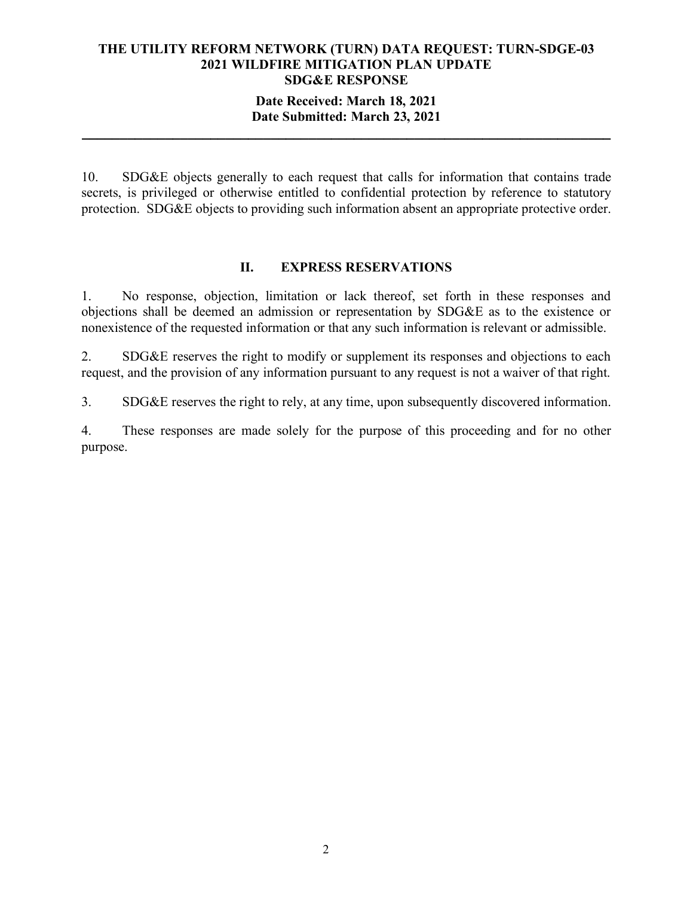10. SDG&E objects generally to each request that calls for information that contains trade secrets, is privileged or otherwise entitled to confidential protection by reference to statutory protection. SDG&E objects to providing such information absent an appropriate protective order.

## II. EXPRESS RESERVATIONS

1. No response, objection, limitation or lack thereof, set forth in these responses and objections shall be deemed an admission or representation by SDG&E as to the existence or nonexistence of the requested information or that any such information is relevant or admissible.

2. SDG&E reserves the right to modify or supplement its responses and objections to each request, and the provision of any information pursuant to any request is not a waiver of that right.

3. SDG&E reserves the right to rely, at any time, upon subsequently discovered information.

4. These responses are made solely for the purpose of this proceeding and for no other purpose.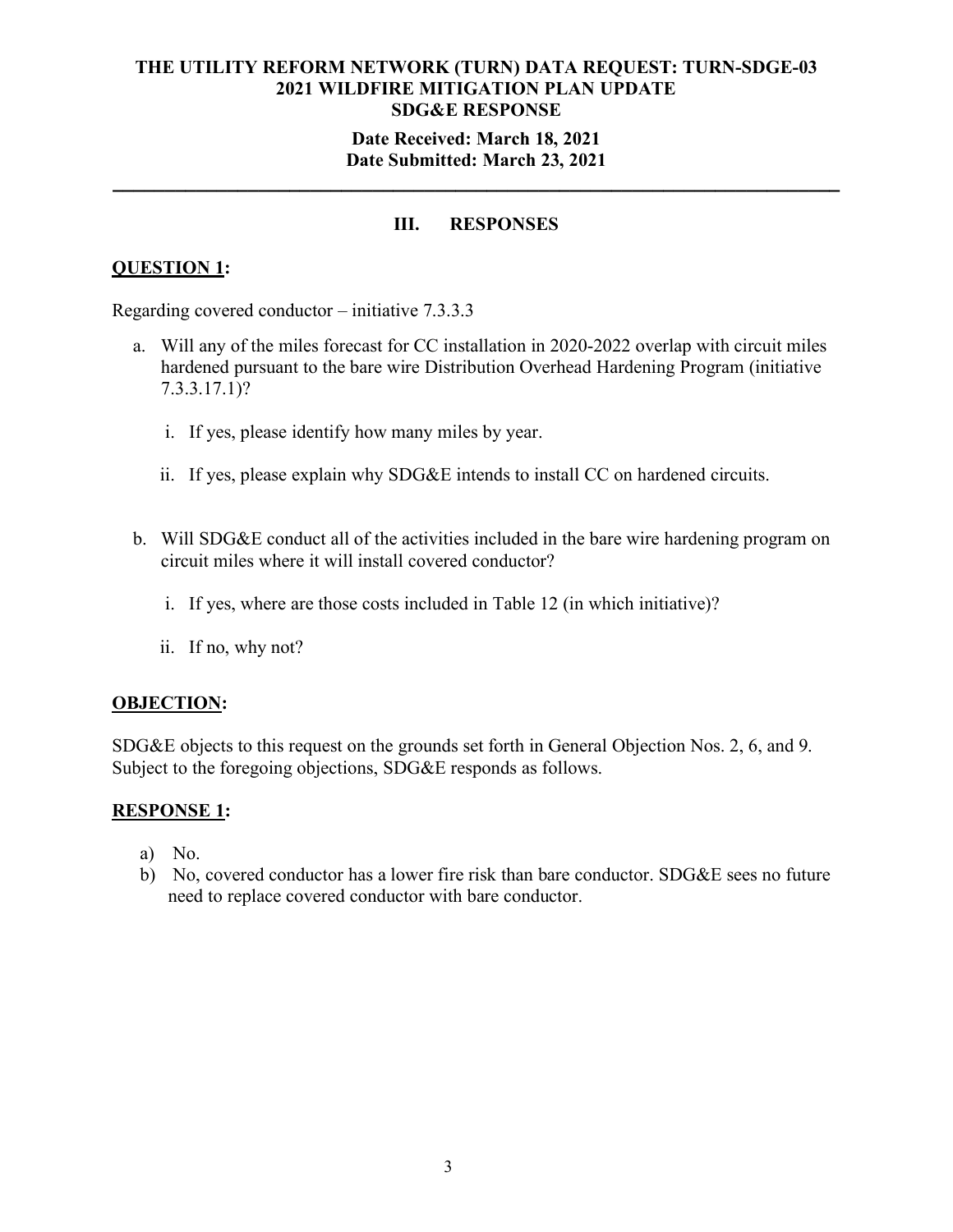**THE UTILITY REFORM NETWORK (TURN) DATA REQUEST: TURN-SDGE-03**
**2021 WILDFIRE MITIGATION PLAN UPDATE**
**SDG&E RESPONSE**

**Date Received: March 18, 2021**
**Date Submitted: March 23, 2021**

---

## III. RESPONSES

**<u>QUESTION 1</u>:**

Regarding covered conductor – initiative 7.3.3.3

a. Will any of the miles forecast for CC installation in 2020-2022 overlap with circuit miles hardened pursuant to the bare wire Distribution Overhead Hardening Program (initiative 7.3.3.17.1)?

   i. If yes, please identify how many miles by year.

   ii. If yes, please explain why SDG&E intends to install CC on hardened circuits.

b. Will SDG&E conduct all of the activities included in the bare wire hardening program on circuit miles where it will install covered conductor?

   i. If yes, where are those costs included in Table 12 (in which initiative)?

   ii. If no, why not?

**<u>OBJECTION</u>:**

SDG&E objects to this request on the grounds set forth in General Objection Nos. 2, 6, and 9. Subject to the foregoing objections, SDG&E responds as follows.

**<u>RESPONSE 1</u>:**

a) No.
b) No, covered conductor has a lower fire risk than bare conductor. SDG&E sees no future need to replace covered conductor with bare conductor.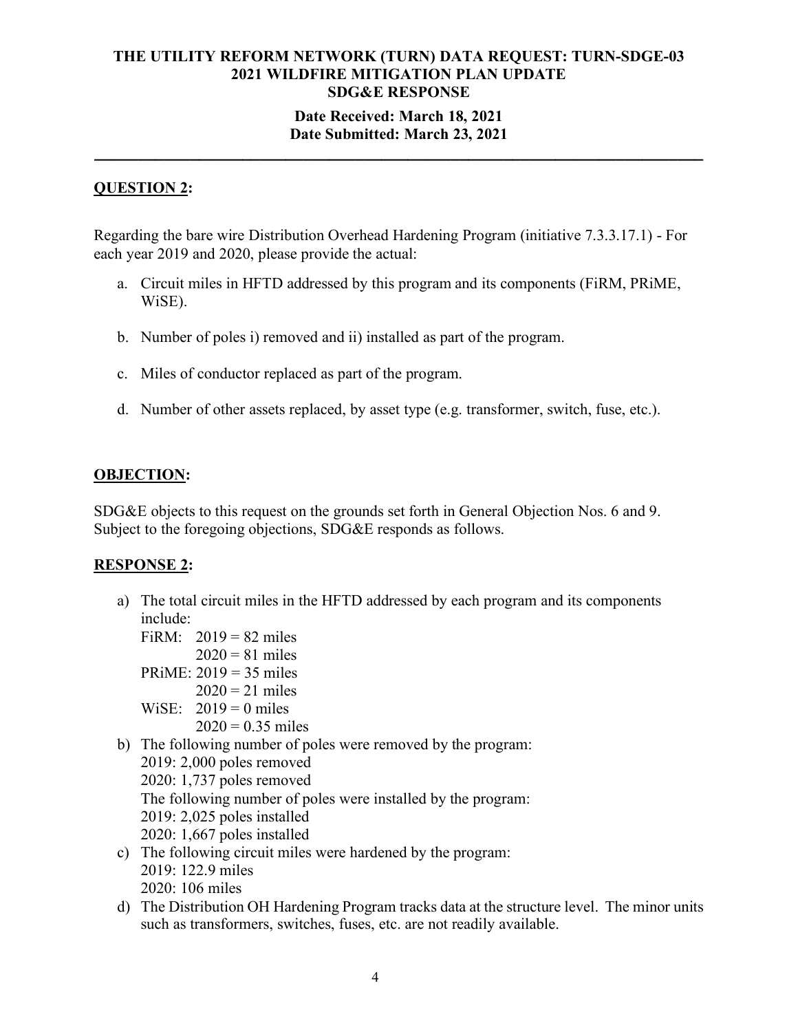**THE UTILITY REFORM NETWORK (TURN) DATA REQUEST: TURN-SDGE-03**
**2021 WILDFIRE MITIGATION PLAN UPDATE**
**SDG&E RESPONSE**

**Date Received: March 18, 2021**
**Date Submitted: March 23, 2021**

---

**QUESTION 2:**

Regarding the bare wire Distribution Overhead Hardening Program (initiative 7.3.3.17.1) - For each year 2019 and 2020, please provide the actual:

a. Circuit miles in HFTD addressed by this program and its components (FiRM, PRiME, WiSE).

b. Number of poles i) removed and ii) installed as part of the program.

c. Miles of conductor replaced as part of the program.

d. Number of other assets replaced, by asset type (e.g. transformer, switch, fuse, etc.).

**OBJECTION:**

SDG&E objects to this request on the grounds set forth in General Objection Nos. 6 and 9. Subject to the foregoing objections, SDG&E responds as follows.

**RESPONSE 2:**

a) The total circuit miles in the HFTD addressed by each program and its components include:
   FiRM: 2019 = 82 miles
   2020 = 81 miles
   PRiME: 2019 = 35 miles
   2020 = 21 miles
   WiSE: 2019 = 0 miles
   2020 = 0.35 miles

b) The following number of poles were removed by the program:
   2019: 2,000 poles removed
   2020: 1,737 poles removed
   The following number of poles were installed by the program:
   2019: 2,025 poles installed
   2020: 1,667 poles installed

c) The following circuit miles were hardened by the program:
   2019: 122.9 miles
   2020: 106 miles

d) The Distribution OH Hardening Program tracks data at the structure level. The minor units such as transformers, switches, fuses, etc. are not readily available.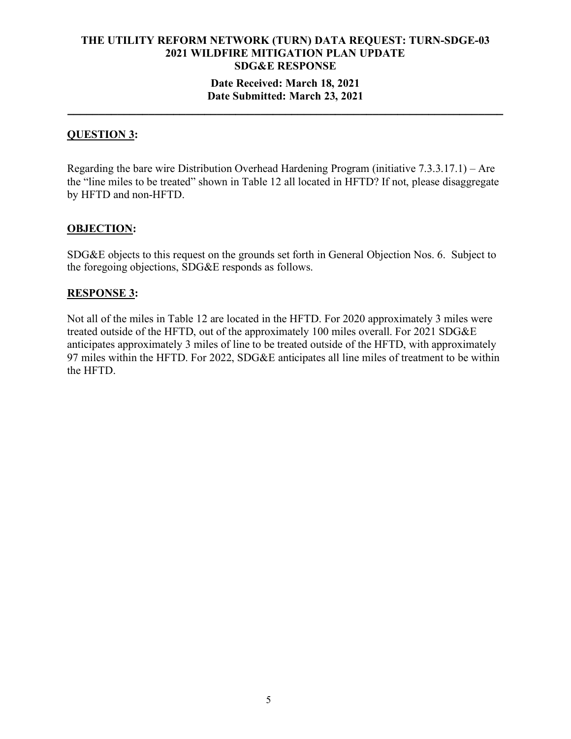**THE UTILITY REFORM NETWORK (TURN) DATA REQUEST: TURN-SDGE-03**
**2021 WILDFIRE MITIGATION PLAN UPDATE**
**SDG&E RESPONSE**

**Date Received: March 18, 2021**
**Date Submitted: March 23, 2021**

---

## QUESTION 3:

Regarding the bare wire Distribution Overhead Hardening Program (initiative 7.3.3.17.1) – Are the "line miles to be treated" shown in Table 12 all located in HFTD? If not, please disaggregate by HFTD and non-HFTD.

## OBJECTION:

SDG&E objects to this request on the grounds set forth in General Objection Nos. 6. Subject to the foregoing objections, SDG&E responds as follows.

## RESPONSE 3:

Not all of the miles in Table 12 are located in the HFTD. For 2020 approximately 3 miles were treated outside of the HFTD, out of the approximately 100 miles overall. For 2021 SDG&E anticipates approximately 3 miles of line to be treated outside of the HFTD, with approximately 97 miles within the HFTD. For 2022, SDG&E anticipates all line miles of treatment to be within the HFTD.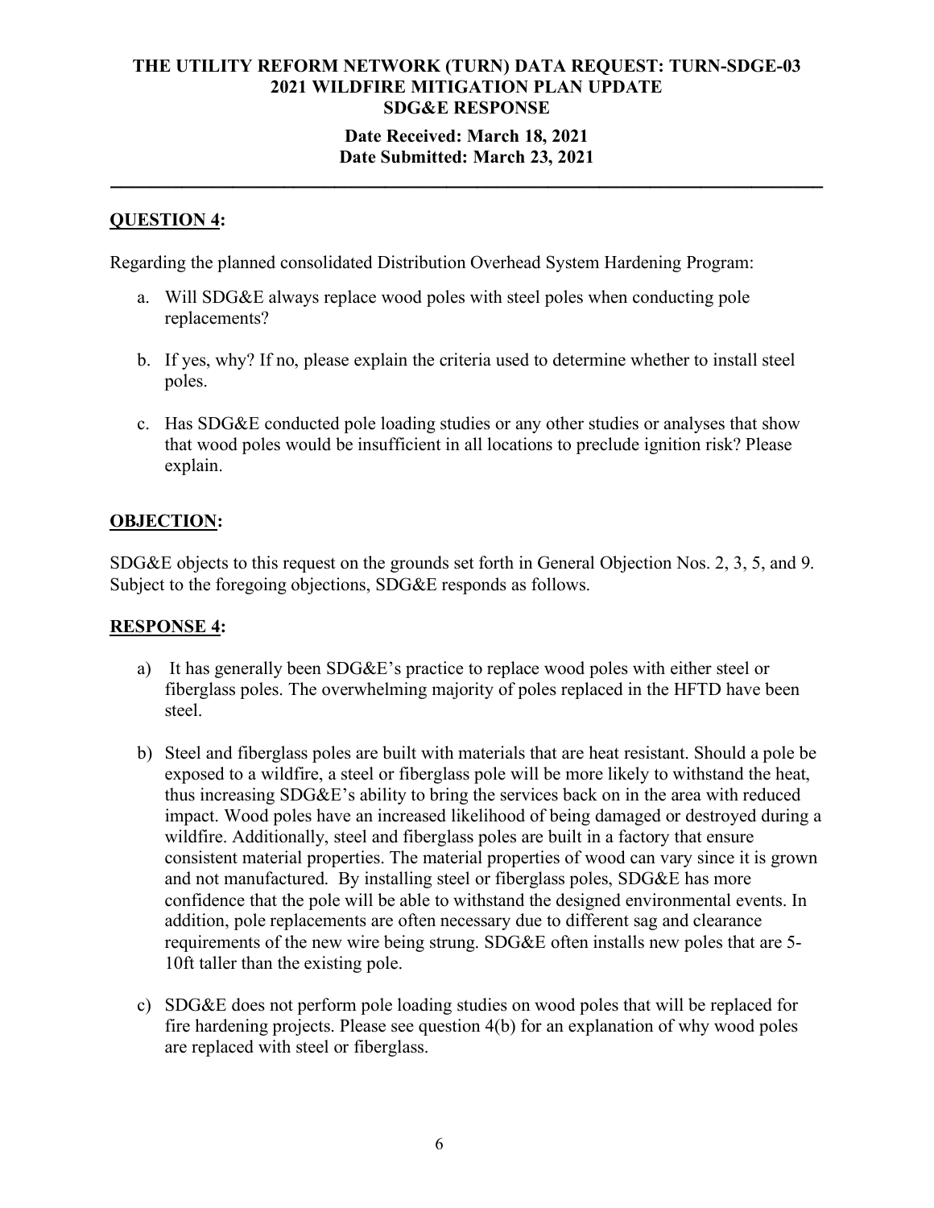**THE UTILITY REFORM NETWORK (TURN) DATA REQUEST: TURN-SDGE-03**
**2021 WILDFIRE MITIGATION PLAN UPDATE**
**SDG&E RESPONSE**
**Date Received: March 18, 2021**
**Date Submitted: March 23, 2021**

---

## QUESTION 4:

Regarding the planned consolidated Distribution Overhead System Hardening Program:

a. Will SDG&E always replace wood poles with steel poles when conducting pole replacements?

b. If yes, why? If no, please explain the criteria used to determine whether to install steel poles.

c. Has SDG&E conducted pole loading studies or any other studies or analyses that show that wood poles would be insufficient in all locations to preclude ignition risk? Please explain.

## OBJECTION:

SDG&E objects to this request on the grounds set forth in General Objection Nos. 2, 3, 5, and 9. Subject to the foregoing objections, SDG&E responds as follows.

## RESPONSE 4:

a) It has generally been SDG&E's practice to replace wood poles with either steel or fiberglass poles. The overwhelming majority of poles replaced in the HFTD have been steel.

b) Steel and fiberglass poles are built with materials that are heat resistant. Should a pole be exposed to a wildfire, a steel or fiberglass pole will be more likely to withstand the heat, thus increasing SDG&E's ability to bring the services back on in the area with reduced impact. Wood poles have an increased likelihood of being damaged or destroyed during a wildfire. Additionally, steel and fiberglass poles are built in a factory that ensure consistent material properties. The material properties of wood can vary since it is grown and not manufactured. By installing steel or fiberglass poles, SDG&E has more confidence that the pole will be able to withstand the designed environmental events. In addition, pole replacements are often necessary due to different sag and clearance requirements of the new wire being strung. SDG&E often installs new poles that are 5-10ft taller than the existing pole.

c) SDG&E does not perform pole loading studies on wood poles that will be replaced for fire hardening projects. Please see question 4(b) for an explanation of why wood poles are replaced with steel or fiberglass.